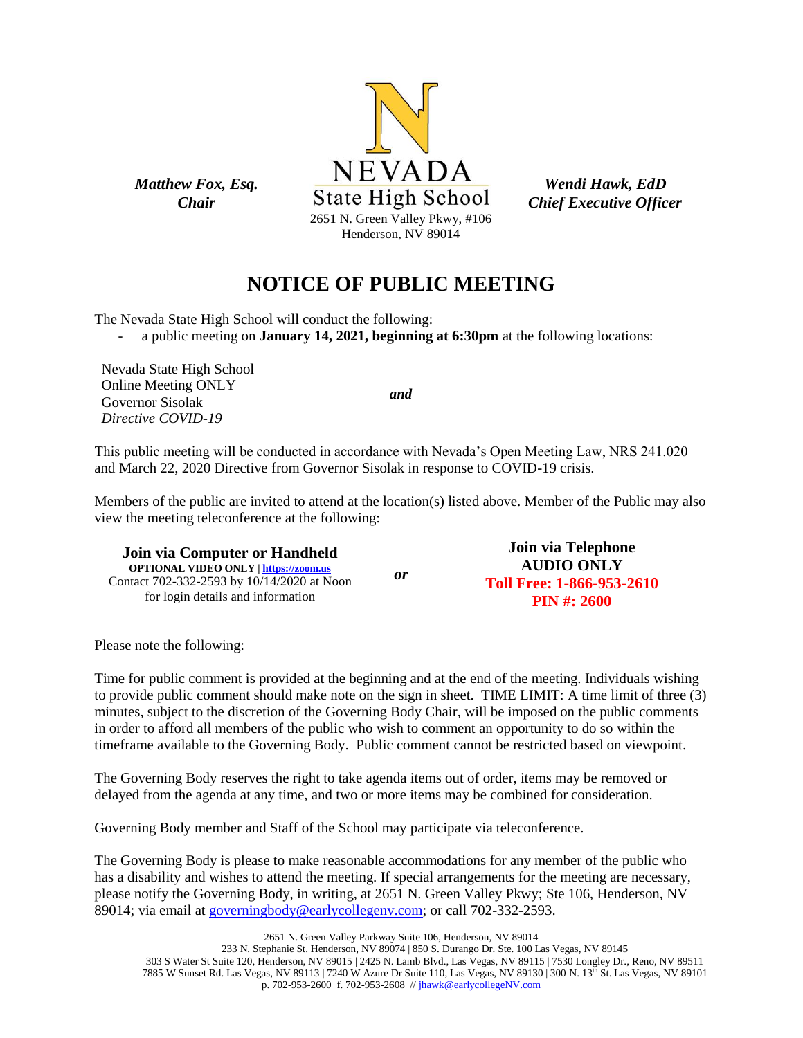*Matthew Fox, Esq.*
*Chair*

NEVADA
State High School
2651 N. Green Valley Pkwy, #106
Henderson, NV 89014

*Wendi Hawk, EdD*
*Chief Executive Officer*

# NOTICE OF PUBLIC MEETING

The Nevada State High School will conduct the following:

- a public meeting on **January 14, 2021, beginning at 6:30pm** at the following locations:

Nevada State High School
Online Meeting ONLY
Governor Sisolak
*Directive COVID-19*

*and*

This public meeting will be conducted in accordance with Nevada's Open Meeting Law, NRS 241.020 and March 22, 2020 Directive from Governor Sisolak in response to COVID-19 crisis.

Members of the public are invited to attend at the location(s) listed above. Member of the Public may also view the meeting teleconference at the following:

**Join via Computer or Handheld**
**OPTIONAL VIDEO ONLY | https://zoom.us**
Contact 702-332-2593 by 10/14/2020 at Noon for login details and information

*or*

**Join via Telephone**
**AUDIO ONLY**
**Toll Free: 1-866-953-2610**
**PIN #: 2600**

Please note the following:

Time for public comment is provided at the beginning and at the end of the meeting. Individuals wishing to provide public comment should make note on the sign in sheet. TIME LIMIT: A time limit of three (3) minutes, subject to the discretion of the Governing Body Chair, will be imposed on the public comments in order to afford all members of the public who wish to comment an opportunity to do so within the timeframe available to the Governing Body. Public comment cannot be restricted based on viewpoint.

The Governing Body reserves the right to take agenda items out of order, items may be removed or delayed from the agenda at any time, and two or more items may be combined for consideration.

Governing Body member and Staff of the School may participate via teleconference.

The Governing Body is please to make reasonable accommodations for any member of the public who has a disability and wishes to attend the meeting. If special arrangements for the meeting are necessary, please notify the Governing Body, in writing, at 2651 N. Green Valley Pkwy; Ste 106, Henderson, NV 89014; via email at governingbody@earlycollegenv.com; or call 702-332-2593.

2651 N. Green Valley Parkway Suite 106, Henderson, NV 89014
233 N. Stephanie St. Henderson, NV 89074 | 850 S. Durango Dr. Ste. 100 Las Vegas, NV 89145
303 S Water St Suite 120, Henderson, NV 89015 | 2425 N. Lamb Blvd., Las Vegas, NV 89115 | 7530 Longley Dr., Reno, NV 89511
7885 W Sunset Rd. Las Vegas, NV 89113 | 7240 W Azure Dr Suite 110, Las Vegas, NV 89130 | 300 N. 13th St. Las Vegas, NV 89101
p. 702-953-2600 f. 702-953-2608 // jhawk@earlycollegeNV.com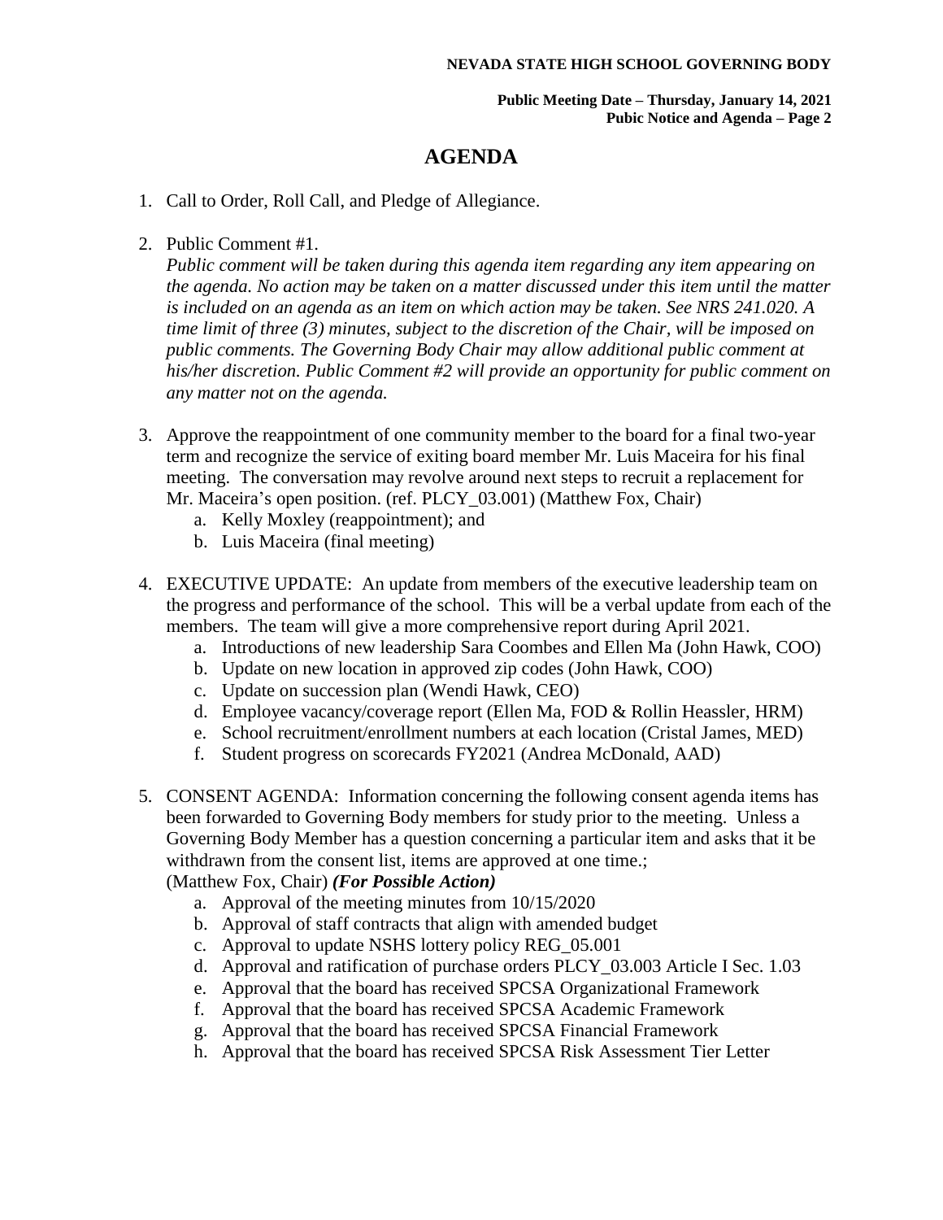# AGENDA

1. Call to Order, Roll Call, and Pledge of Allegiance.

2. Public Comment #1.
   *Public comment will be taken during this agenda item regarding any item appearing on the agenda. No action may be taken on a matter discussed under this item until the matter is included on an agenda as an item on which action may be taken. See NRS 241.020. A time limit of three (3) minutes, subject to the discretion of the Chair, will be imposed on public comments. The Governing Body Chair may allow additional public comment at his/her discretion. Public Comment #2 will provide an opportunity for public comment on any matter not on the agenda.*

3. Approve the reappointment of one community member to the board for a final two-year term and recognize the service of exiting board member Mr. Luis Maceira for his final meeting. The conversation may revolve around next steps to recruit a replacement for Mr. Maceira's open position. (ref. PLCY_03.001) (Matthew Fox, Chair)
   a. Kelly Moxley (reappointment); and
   b. Luis Maceira (final meeting)

4. EXECUTIVE UPDATE: An update from members of the executive leadership team on the progress and performance of the school. This will be a verbal update from each of the members. The team will give a more comprehensive report during April 2021.
   a. Introductions of new leadership Sara Coombes and Ellen Ma (John Hawk, COO)
   b. Update on new location in approved zip codes (John Hawk, COO)
   c. Update on succession plan (Wendi Hawk, CEO)
   d. Employee vacancy/coverage report (Ellen Ma, FOD & Rollin Heassler, HRM)
   e. School recruitment/enrollment numbers at each location (Cristal James, MED)
   f. Student progress on scorecards FY2021 (Andrea McDonald, AAD)

5. CONSENT AGENDA: Information concerning the following consent agenda items has been forwarded to Governing Body members for study prior to the meeting. Unless a Governing Body Member has a question concerning a particular item and asks that it be withdrawn from the consent list, items are approved at one time.;
   (Matthew Fox, Chair) ***(For Possible Action)***
   a. Approval of the meeting minutes from 10/15/2020
   b. Approval of staff contracts that align with amended budget
   c. Approval to update NSHS lottery policy REG_05.001
   d. Approval and ratification of purchase orders PLCY_03.003 Article I Sec. 1.03
   e. Approval that the board has received SPCSA Organizational Framework
   f. Approval that the board has received SPCSA Academic Framework
   g. Approval that the board has received SPCSA Financial Framework
   h. Approval that the board has received SPCSA Risk Assessment Tier Letter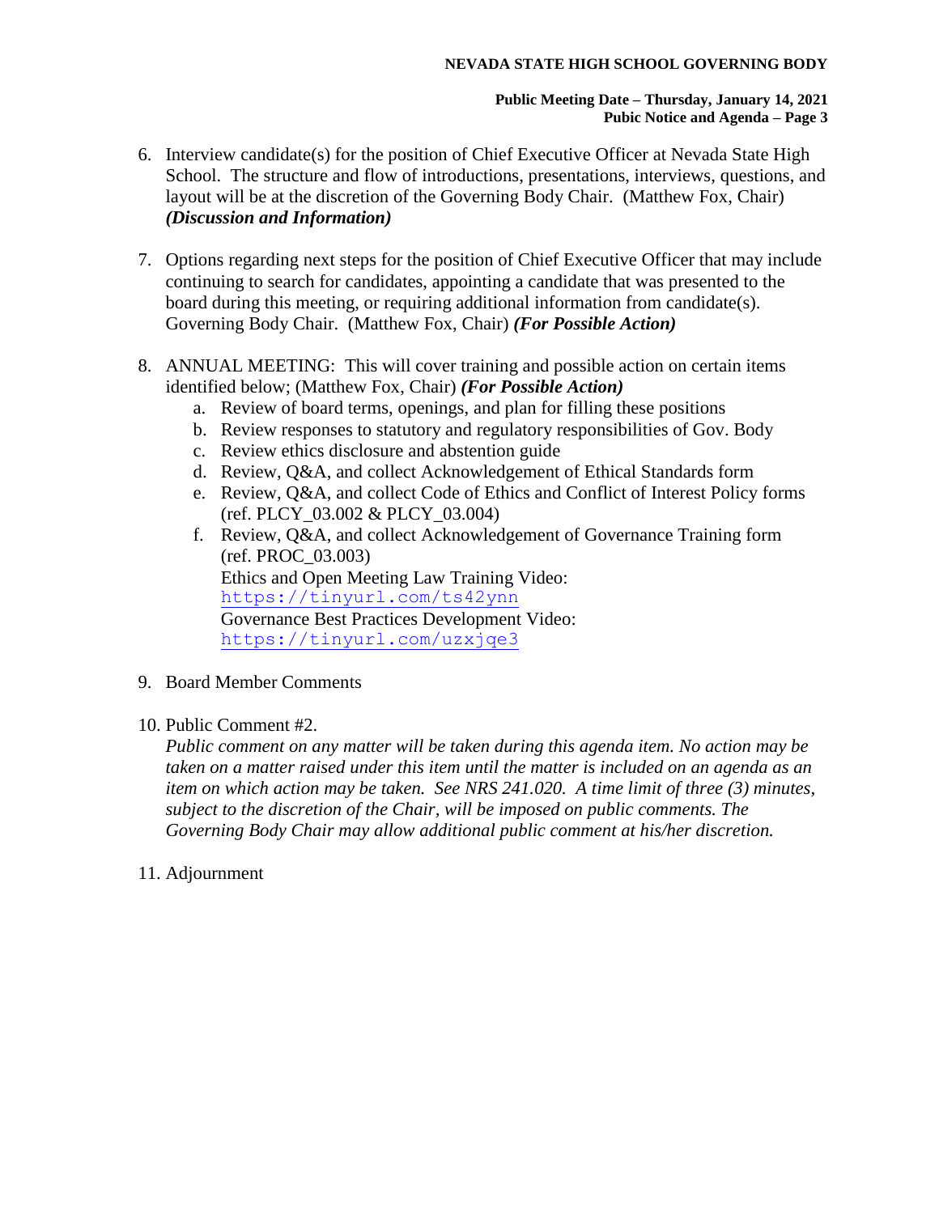6. Interview candidate(s) for the position of Chief Executive Officer at Nevada State High School. The structure and flow of introductions, presentations, interviews, questions, and layout will be at the discretion of the Governing Body Chair. (Matthew Fox, Chair) ***(Discussion and Information)***

7. Options regarding next steps for the position of Chief Executive Officer that may include continuing to search for candidates, appointing a candidate that was presented to the board during this meeting, or requiring additional information from candidate(s). Governing Body Chair. (Matthew Fox, Chair) ***(For Possible Action)***

8. ANNUAL MEETING: This will cover training and possible action on certain items identified below; (Matthew Fox, Chair) ***(For Possible Action)***
   a. Review of board terms, openings, and plan for filling these positions
   b. Review responses to statutory and regulatory responsibilities of Gov. Body
   c. Review ethics disclosure and abstention guide
   d. Review, Q&A, and collect Acknowledgement of Ethical Standards form
   e. Review, Q&A, and collect Code of Ethics and Conflict of Interest Policy forms (ref. PLCY_03.002 & PLCY_03.004)
   f. Review, Q&A, and collect Acknowledgement of Governance Training form (ref. PROC_03.003)
      Ethics and Open Meeting Law Training Video:
      https://tinyurl.com/ts42ynn
      Governance Best Practices Development Video:
      https://tinyurl.com/uzxjqe3

9. Board Member Comments

10. Public Comment #2.
    *Public comment on any matter will be taken during this agenda item. No action may be taken on a matter raised under this item until the matter is included on an agenda as an item on which action may be taken. See NRS 241.020. A time limit of three (3) minutes, subject to the discretion of the Chair, will be imposed on public comments. The Governing Body Chair may allow additional public comment at his/her discretion.*

11. Adjournment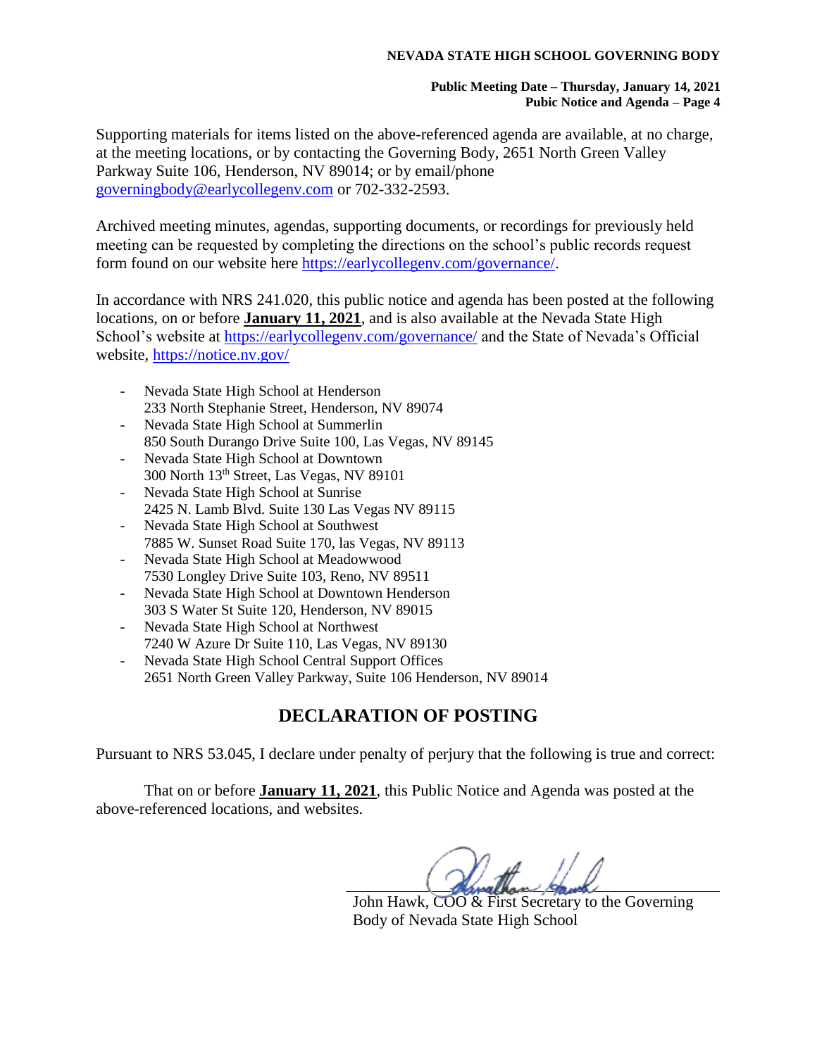Supporting materials for items listed on the above-referenced agenda are available, at no charge, at the meeting locations, or by contacting the Governing Body, 2651 North Green Valley Parkway Suite 106, Henderson, NV 89014; or by email/phone governingbody@earlycollegenv.com or 702-332-2593.

Archived meeting minutes, agendas, supporting documents, or recordings for previously held meeting can be requested by completing the directions on the school's public records request form found on our website here https://earlycollegenv.com/governance/.

In accordance with NRS 241.020, this public notice and agenda has been posted at the following locations, on or before **January 11, 2021**, and is also available at the Nevada State High School's website at https://earlycollegenv.com/governance/ and the State of Nevada's Official website, https://notice.nv.gov/

- Nevada State High School at Henderson
  233 North Stephanie Street, Henderson, NV 89074
- Nevada State High School at Summerlin
  850 South Durango Drive Suite 100, Las Vegas, NV 89145
- Nevada State High School at Downtown
  300 North 13th Street, Las Vegas, NV 89101
- Nevada State High School at Sunrise
  2425 N. Lamb Blvd. Suite 130 Las Vegas NV 89115
- Nevada State High School at Southwest
  7885 W. Sunset Road Suite 170, las Vegas, NV 89113
- Nevada State High School at Meadowwood
  7530 Longley Drive Suite 103, Reno, NV 89511
- Nevada State High School at Downtown Henderson
  303 S Water St Suite 120, Henderson, NV 89015
- Nevada State High School at Northwest
  7240 W Azure Dr Suite 110, Las Vegas, NV 89130
- Nevada State High School Central Support Offices
  2651 North Green Valley Parkway, Suite 106 Henderson, NV 89014

## DECLARATION OF POSTING

Pursuant to NRS 53.045, I declare under penalty of perjury that the following is true and correct:

That on or before **January 11, 2021**, this Public Notice and Agenda was posted at the above-referenced locations, and websites.

John Hawk, COO & First Secretary to the Governing Body of Nevada State High School